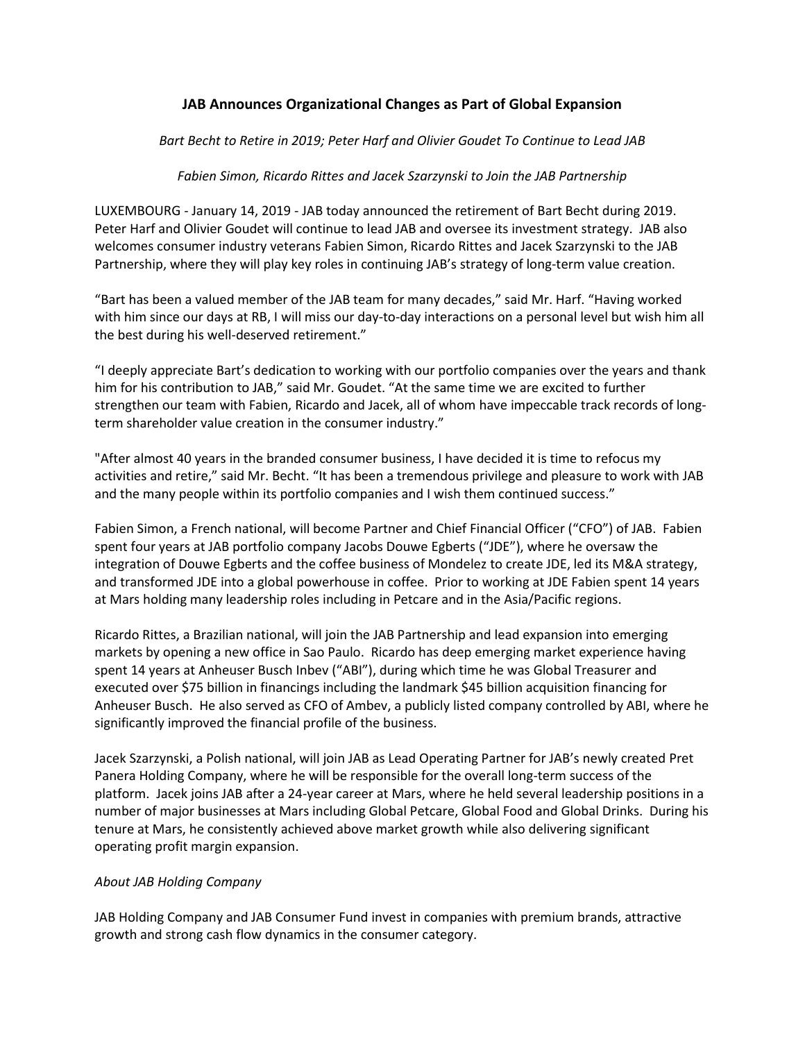# JAB Announces Organizational Changes as Part of Global Expansion

*Bart Becht to Retire in 2019; Peter Harf and Olivier Goudet To Continue to Lead JAB*

*Fabien Simon, Ricardo Rittes and Jacek Szarzynski to Join the JAB Partnership*

LUXEMBOURG - January 14, 2019 - JAB today announced the retirement of Bart Becht during 2019. Peter Harf and Olivier Goudet will continue to lead JAB and oversee its investment strategy. JAB also welcomes consumer industry veterans Fabien Simon, Ricardo Rittes and Jacek Szarzynski to the JAB Partnership, where they will play key roles in continuing JAB's strategy of long-term value creation.

"Bart has been a valued member of the JAB team for many decades," said Mr. Harf. "Having worked with him since our days at RB, I will miss our day-to-day interactions on a personal level but wish him all the best during his well-deserved retirement."

"I deeply appreciate Bart's dedication to working with our portfolio companies over the years and thank him for his contribution to JAB," said Mr. Goudet. "At the same time we are excited to further strengthen our team with Fabien, Ricardo and Jacek, all of whom have impeccable track records of long-term shareholder value creation in the consumer industry."

"After almost 40 years in the branded consumer business, I have decided it is time to refocus my activities and retire," said Mr. Becht. "It has been a tremendous privilege and pleasure to work with JAB and the many people within its portfolio companies and I wish them continued success."

Fabien Simon, a French national, will become Partner and Chief Financial Officer ("CFO") of JAB. Fabien spent four years at JAB portfolio company Jacobs Douwe Egberts ("JDE"), where he oversaw the integration of Douwe Egberts and the coffee business of Mondelez to create JDE, led its M&A strategy, and transformed JDE into a global powerhouse in coffee. Prior to working at JDE Fabien spent 14 years at Mars holding many leadership roles including in Petcare and in the Asia/Pacific regions.

Ricardo Rittes, a Brazilian national, will join the JAB Partnership and lead expansion into emerging markets by opening a new office in Sao Paulo. Ricardo has deep emerging market experience having spent 14 years at Anheuser Busch Inbev ("ABI"), during which time he was Global Treasurer and executed over $75 billion in financings including the landmark $45 billion acquisition financing for Anheuser Busch. He also served as CFO of Ambev, a publicly listed company controlled by ABI, where he significantly improved the financial profile of the business.

Jacek Szarzynski, a Polish national, will join JAB as Lead Operating Partner for JAB's newly created Pret Panera Holding Company, where he will be responsible for the overall long-term success of the platform. Jacek joins JAB after a 24-year career at Mars, where he held several leadership positions in a number of major businesses at Mars including Global Petcare, Global Food and Global Drinks. During his tenure at Mars, he consistently achieved above market growth while also delivering significant operating profit margin expansion.

*About JAB Holding Company*

JAB Holding Company and JAB Consumer Fund invest in companies with premium brands, attractive growth and strong cash flow dynamics in the consumer category.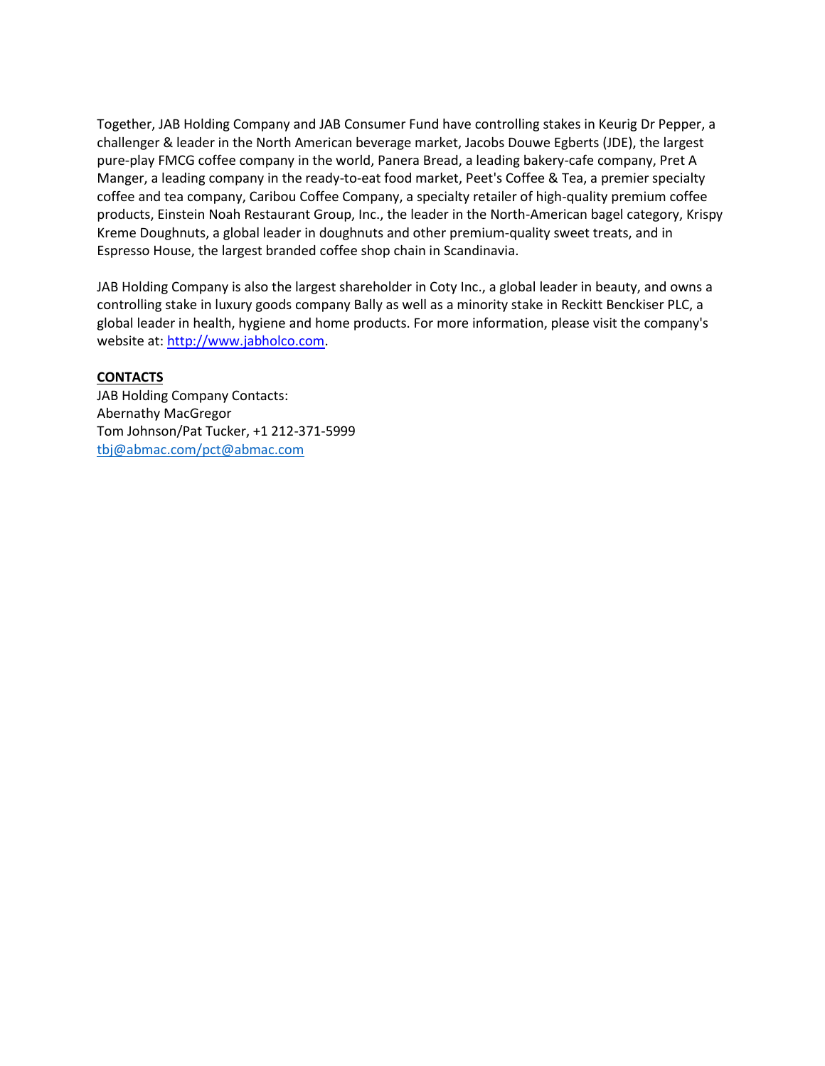Together, JAB Holding Company and JAB Consumer Fund have controlling stakes in Keurig Dr Pepper, a challenger & leader in the North American beverage market, Jacobs Douwe Egberts (JDE), the largest pure-play FMCG coffee company in the world, Panera Bread, a leading bakery-cafe company, Pret A Manger, a leading company in the ready-to-eat food market, Peet's Coffee & Tea, a premier specialty coffee and tea company, Caribou Coffee Company, a specialty retailer of high-quality premium coffee products, Einstein Noah Restaurant Group, Inc., the leader in the North-American bagel category, Krispy Kreme Doughnuts, a global leader in doughnuts and other premium-quality sweet treats, and in Espresso House, the largest branded coffee shop chain in Scandinavia.

JAB Holding Company is also the largest shareholder in Coty Inc., a global leader in beauty, and owns a controlling stake in luxury goods company Bally as well as a minority stake in Reckitt Benckiser PLC, a global leader in health, hygiene and home products. For more information, please visit the company's website at: http://www.jabholco.com.

**CONTACTS**

JAB Holding Company Contacts:
Abernathy MacGregor
Tom Johnson/Pat Tucker, +1 212-371-5999
tbj@abmac.com/pct@abmac.com